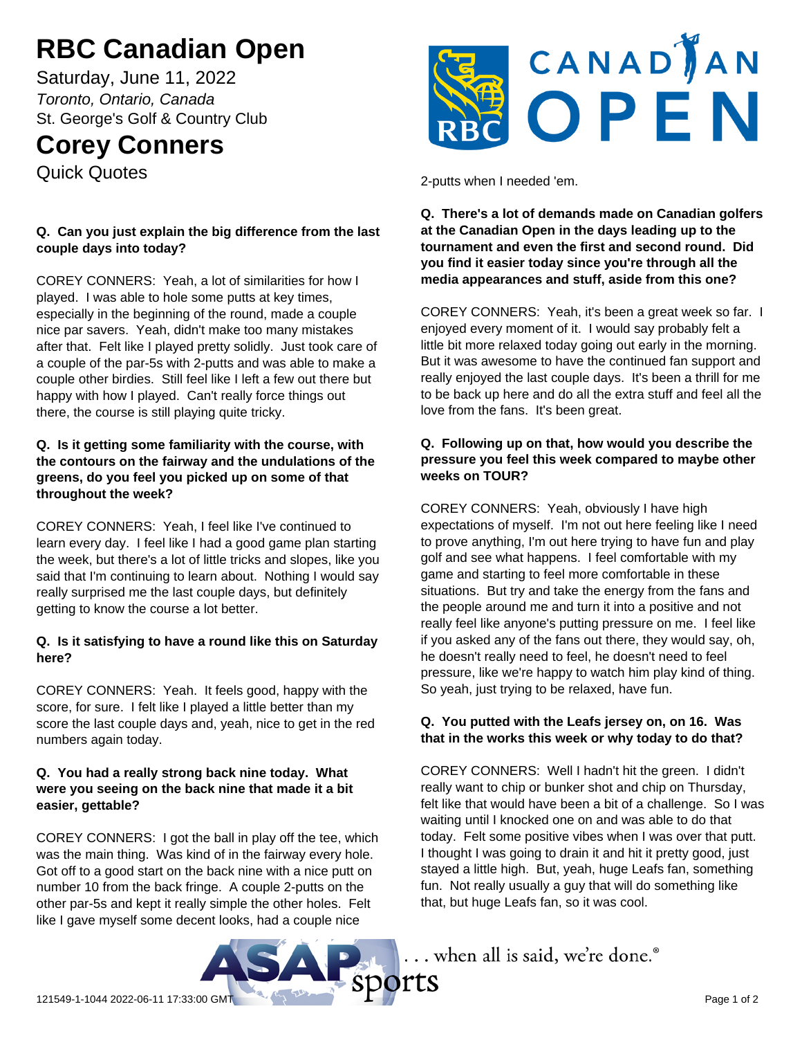# RBC Canadian Open

Saturday, June 11, 2022

*Toronto, Ontario, Canada*

St. George's Golf & Country Club

# Corey Conners

Quick Quotes

**Q. Can you just explain the big difference from the last couple days into today?**

COREY CONNERS: Yeah, a lot of similarities for how I played. I was able to hole some putts at key times, especially in the beginning of the round, made a couple nice par savers. Yeah, didn't make too many mistakes after that. Felt like I played pretty solidly. Just took care of a couple of the par-5s with 2-putts and was able to make a couple other birdies. Still feel like I left a few out there but happy with how I played. Can't really force things out there, the course is still playing quite tricky.

**Q. Is it getting some familiarity with the course, with the contours on the fairway and the undulations of the greens, do you feel you picked up on some of that throughout the week?**

COREY CONNERS: Yeah, I feel like I've continued to learn every day. I feel like I had a good game plan starting the week, but there's a lot of little tricks and slopes, like you said that I'm continuing to learn about. Nothing I would say really surprised me the last couple days, but definitely getting to know the course a lot better.

**Q. Is it satisfying to have a round like this on Saturday here?**

COREY CONNERS: Yeah. It feels good, happy with the score, for sure. I felt like I played a little better than my score the last couple days and, yeah, nice to get in the red numbers again today.

**Q. You had a really strong back nine today. What were you seeing on the back nine that made it a bit easier, gettable?**

COREY CONNERS: I got the ball in play off the tee, which was the main thing. Was kind of in the fairway every hole. Got off to a good start on the back nine with a nice putt on number 10 from the back fringe. A couple 2-putts on the other par-5s and kept it really simple the other holes. Felt like I gave myself some decent looks, had a couple nice 2-putts when I needed 'em.

**Q. There's a lot of demands made on Canadian golfers at the Canadian Open in the days leading up to the tournament and even the first and second round. Did you find it easier today since you're through all the media appearances and stuff, aside from this one?**

COREY CONNERS: Yeah, it's been a great week so far. I enjoyed every moment of it. I would say probably felt a little bit more relaxed today going out early in the morning. But it was awesome to have the continued fan support and really enjoyed the last couple days. It's been a thrill for me to be back up here and do all the extra stuff and feel all the love from the fans. It's been great.

**Q. Following up on that, how would you describe the pressure you feel this week compared to maybe other weeks on TOUR?**

COREY CONNERS: Yeah, obviously I have high expectations of myself. I'm not out here feeling like I need to prove anything, I'm out here trying to have fun and play golf and see what happens. I feel comfortable with my game and starting to feel more comfortable in these situations. But try and take the energy from the fans and the people around me and turn it into a positive and not really feel like anyone's putting pressure on me. I feel like if you asked any of the fans out there, they would say, oh, he doesn't really need to feel, he doesn't need to feel pressure, like we're happy to watch him play kind of thing. So yeah, just trying to be relaxed, have fun.

**Q. You putted with the Leafs jersey on, on 16. Was that in the works this week or why today to do that?**

COREY CONNERS: Well I hadn't hit the green. I didn't really want to chip or bunker shot and chip on Thursday, felt like that would have been a bit of a challenge. So I was waiting until I knocked one on and was able to do that today. Felt some positive vibes when I was over that putt. I thought I was going to drain it and hit it pretty good, just stayed a little high. But, yeah, huge Leafs fan, something fun. Not really usually a guy that will do something like that, but huge Leafs fan, so it was cool.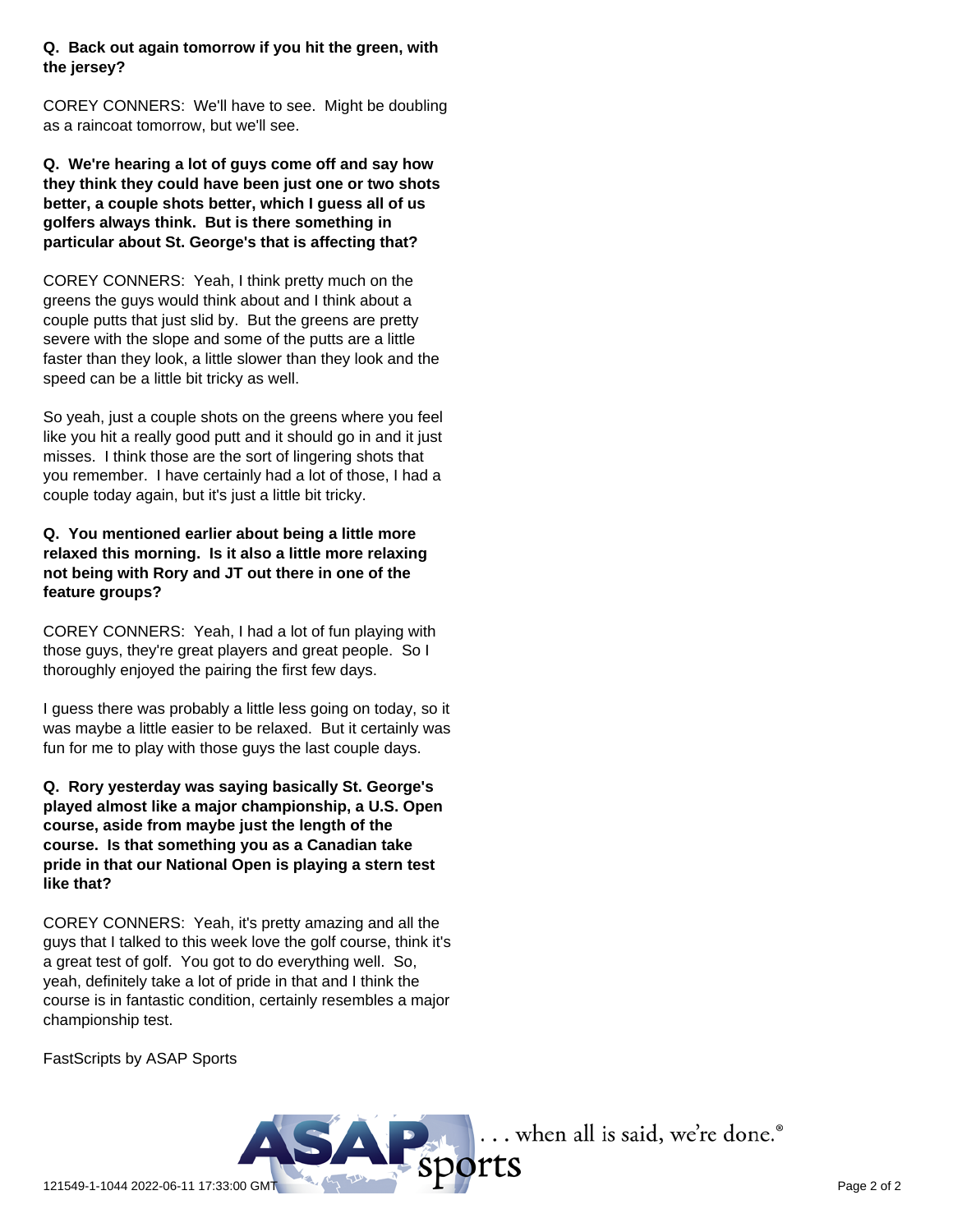**Q. Back out again tomorrow if you hit the green, with the jersey?**

COREY CONNERS: We'll have to see. Might be doubling as a raincoat tomorrow, but we'll see.

**Q. We're hearing a lot of guys come off and say how they think they could have been just one or two shots better, a couple shots better, which I guess all of us golfers always think. But is there something in particular about St. George's that is affecting that?**

COREY CONNERS: Yeah, I think pretty much on the greens the guys would think about and I think about a couple putts that just slid by. But the greens are pretty severe with the slope and some of the putts are a little faster than they look, a little slower than they look and the speed can be a little bit tricky as well.

So yeah, just a couple shots on the greens where you feel like you hit a really good putt and it should go in and it just misses. I think those are the sort of lingering shots that you remember. I have certainly had a lot of those, I had a couple today again, but it's just a little bit tricky.

**Q. You mentioned earlier about being a little more relaxed this morning. Is it also a little more relaxing not being with Rory and JT out there in one of the feature groups?**

COREY CONNERS: Yeah, I had a lot of fun playing with those guys, they're great players and great people. So I thoroughly enjoyed the pairing the first few days.

I guess there was probably a little less going on today, so it was maybe a little easier to be relaxed. But it certainly was fun for me to play with those guys the last couple days.

**Q. Rory yesterday was saying basically St. George's played almost like a major championship, a U.S. Open course, aside from maybe just the length of the course. Is that something you as a Canadian take pride in that our National Open is playing a stern test like that?**

COREY CONNERS: Yeah, it's pretty amazing and all the guys that I talked to this week love the golf course, think it's a great test of golf. You got to do everything well. So, yeah, definitely take a lot of pride in that and I think the course is in fantastic condition, certainly resembles a major championship test.

FastScripts by ASAP Sports